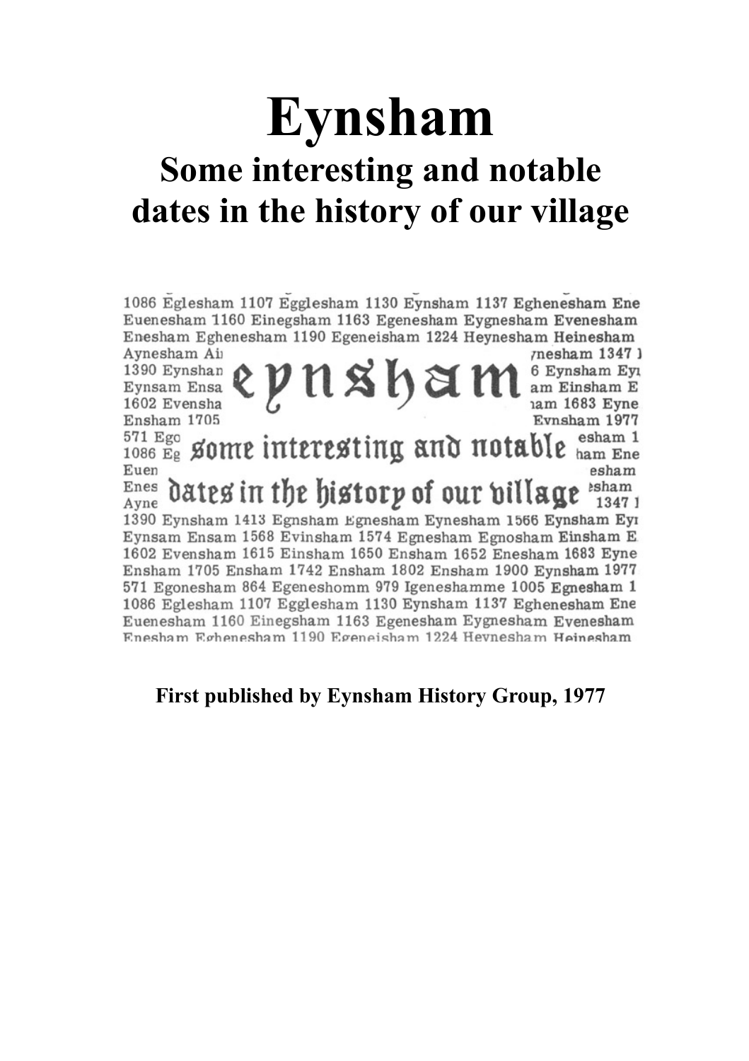# Eynsham

## Some interesting and notable dates in the history of our village

1086 Eglesham 1107 Egglesham 1130 Eynsham 1137 Eghenesham Ene
Euenesham 1160 Einegsham 1163 Egenesham Eygnesham Evenesham
Enesham Eghenesham 1190 Egeneisham 1224 Heynesham Heinesham

eynsham

some interesting and notable

dates in the history of our village

1390 Eynsham 1413 Egnsham Egnesham Eynesham 1566 Eynsham Eyı
Eynsam Ensam 1568 Evinsham 1574 Egnesham Egnosham Einsham E
1602 Evensham 1615 Einsham 1650 Ensham 1652 Enesham 1683 Eyne
Ensham 1705 Ensham 1742 Ensham 1802 Ensham 1900 Eynsham 1977
571 Egonesham 864 Egeneshomm 979 Igeneshamme 1005 Egnesham 1
1086 Eglesham 1107 Egglesham 1130 Eynsham 1137 Eghenesham Ene
Euenesham 1160 Einegsham 1163 Egenesham Eygnesham Evenesham
Enesham Eghenesham 1190 Egeneisham 1224 Heynesham Heinesham

**First published by Eynsham History Group, 1977**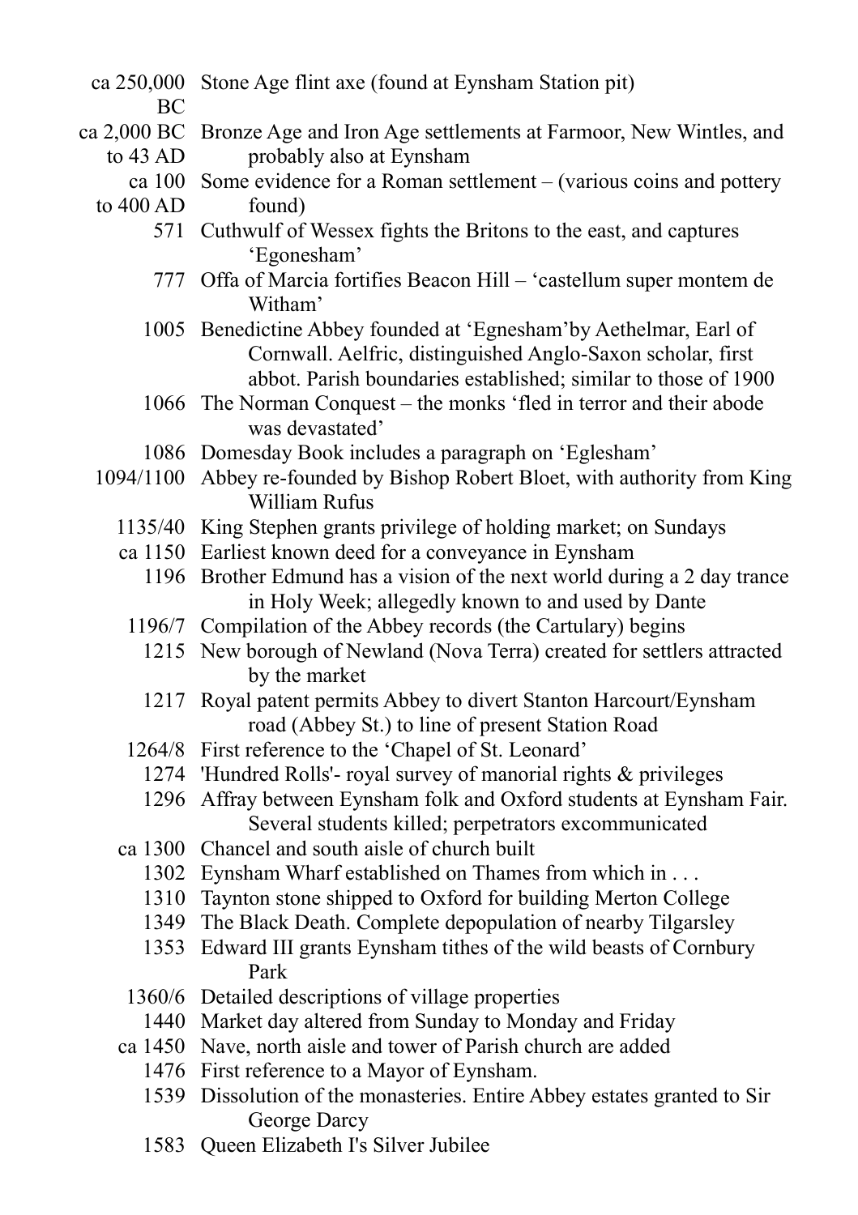| | |
|---|---|
| ca 250,000 BC | Stone Age flint axe (found at Eynsham Station pit) |
| ca 2,000 BC to 43 AD | Bronze Age and Iron Age settlements at Farmoor, New Wintles, and probably also at Eynsham |
| ca 100 to 400 AD | Some evidence for a Roman settlement – (various coins and pottery found) |
| 571 | Cuthwulf of Wessex fights the Britons to the east, and captures 'Egonesham' |
| 777 | Offa of Marcia fortifies Beacon Hill – 'castellum super montem de Witham' |
| 1005 | Benedictine Abbey founded at 'Egnesham'by Aethelmar, Earl of Cornwall. Aelfric, distinguished Anglo-Saxon scholar, first abbot. Parish boundaries established; similar to those of 1900 |
| 1066 | The Norman Conquest – the monks 'fled in terror and their abode was devastated' |
| 1086 | Domesday Book includes a paragraph on 'Eglesham' |
| 1094/1100 | Abbey re-founded by Bishop Robert Bloet, with authority from King William Rufus |
| 1135/40 | King Stephen grants privilege of holding market; on Sundays |
| ca 1150 | Earliest known deed for a conveyance in Eynsham |
| 1196 | Brother Edmund has a vision of the next world during a 2 day trance in Holy Week; allegedly known to and used by Dante |
| 1196/7 | Compilation of the Abbey records (the Cartulary) begins |
| 1215 | New borough of Newland (Nova Terra) created for settlers attracted by the market |
| 1217 | Royal patent permits Abbey to divert Stanton Harcourt/Eynsham road (Abbey St.) to line of present Station Road |
| 1264/8 | First reference to the 'Chapel of St. Leonard' |
| 1274 | 'Hundred Rolls'- royal survey of manorial rights & privileges |
| 1296 | Affray between Eynsham folk and Oxford students at Eynsham Fair. Several students killed; perpetrators excommunicated |
| ca 1300 | Chancel and south aisle of church built |
| 1302 | Eynsham Wharf established on Thames from which in . . . |
| 1310 | Taynton stone shipped to Oxford for building Merton College |
| 1349 | The Black Death. Complete depopulation of nearby Tilgarsley |
| 1353 | Edward III grants Eynsham tithes of the wild beasts of Cornbury Park |
| 1360/6 | Detailed descriptions of village properties |
| 1440 | Market day altered from Sunday to Monday and Friday |
| ca 1450 | Nave, north aisle and tower of Parish church are added |
| 1476 | First reference to a Mayor of Eynsham. |
| 1539 | Dissolution of the monasteries. Entire Abbey estates granted to Sir George Darcy |
| 1583 | Queen Elizabeth I's Silver Jubilee |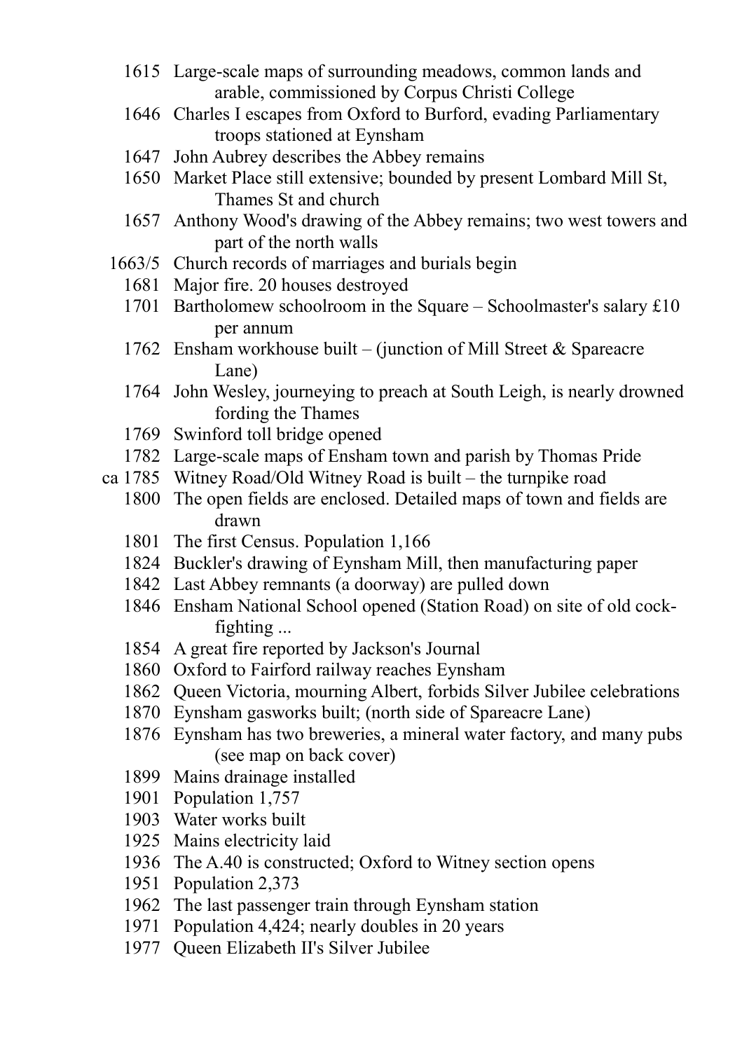| | |
|---|---|
| 1615 | Large-scale maps of surrounding meadows, common lands and arable, commissioned by Corpus Christi College |
| 1646 | Charles I escapes from Oxford to Burford, evading Parliamentary troops stationed at Eynsham |
| 1647 | John Aubrey describes the Abbey remains |
| 1650 | Market Place still extensive; bounded by present Lombard Mill St, Thames St and church |
| 1657 | Anthony Wood's drawing of the Abbey remains; two west towers and part of the north walls |
| 1663/5 | Church records of marriages and burials begin |
| 1681 | Major fire. 20 houses destroyed |
| 1701 | Bartholomew schoolroom in the Square – Schoolmaster's salary £10 per annum |
| 1762 | Ensham workhouse built – (junction of Mill Street & Spareacre Lane) |
| 1764 | John Wesley, journeying to preach at South Leigh, is nearly drowned fording the Thames |
| 1769 | Swinford toll bridge opened |
| 1782 | Large-scale maps of Ensham town and parish by Thomas Pride |
| ca 1785 | Witney Road/Old Witney Road is built – the turnpike road |
| 1800 | The open fields are enclosed. Detailed maps of town and fields are drawn |
| 1801 | The first Census. Population 1,166 |
| 1824 | Buckler's drawing of Eynsham Mill, then manufacturing paper |
| 1842 | Last Abbey remnants (a doorway) are pulled down |
| 1846 | Ensham National School opened (Station Road) on site of old cock-fighting ... |
| 1854 | A great fire reported by Jackson's Journal |
| 1860 | Oxford to Fairford railway reaches Eynsham |
| 1862 | Queen Victoria, mourning Albert, forbids Silver Jubilee celebrations |
| 1870 | Eynsham gasworks built; (north side of Spareacre Lane) |
| 1876 | Eynsham has two breweries, a mineral water factory, and many pubs (see map on back cover) |
| 1899 | Mains drainage installed |
| 1901 | Population 1,757 |
| 1903 | Water works built |
| 1925 | Mains electricity laid |
| 1936 | The A.40 is constructed; Oxford to Witney section opens |
| 1951 | Population 2,373 |
| 1962 | The last passenger train through Eynsham station |
| 1971 | Population 4,424; nearly doubles in 20 years |
| 1977 | Queen Elizabeth II's Silver Jubilee |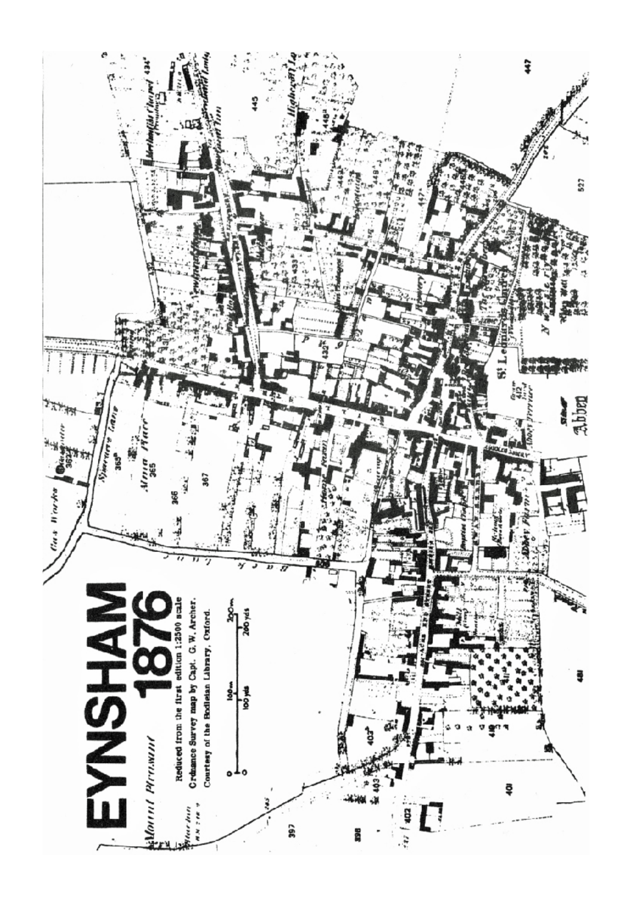# EYNSHAM 1876

Reduced from the first edition 1:2500 scale Ordnance Survey map by Capt. G. W. Archer. Courtesy of the Bodleian Library, Oxford.